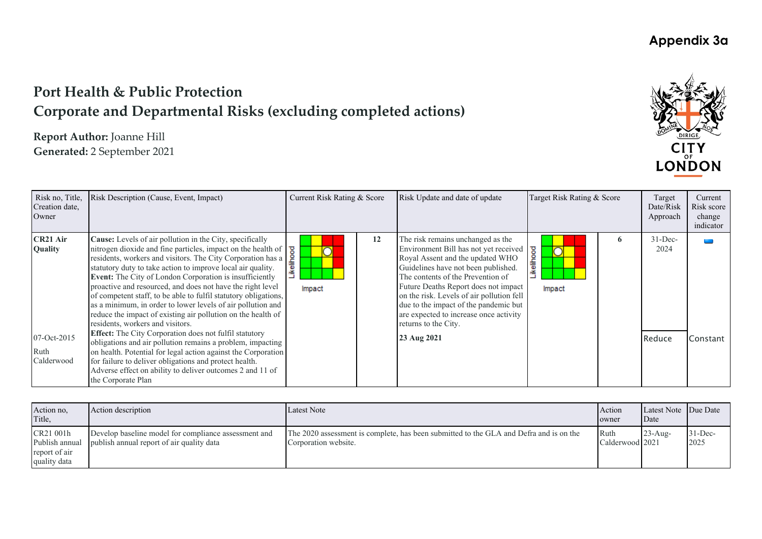**Appendix 3a**

# Port Health & Public Protection
# Corporate and Departmental Risks (excluding completed actions)

**Report Author:** Joanne Hill
**Generated:** 2 September 2021

| Risk no, Title, Creation date, Owner | Risk Description (Cause, Event, Impact) | Current Risk Rating & Score | | Risk Update and date of update | Target Risk Rating & Score | | Target Date/Risk Approach | Current Risk score change indicator |
|---|---|---|---|---|---|---|---|---|
| **CR21 Air Quality** 07-Oct-2015 Ruth Calderwood | **Cause:** Levels of air pollution in the City, specifically nitrogen dioxide and fine particles, impact on the health of residents, workers and visitors. The City Corporation has a statutory duty to take action to improve local air quality. **Event:** The City of London Corporation is insufficiently proactive and resourced, and does not have the right level of competent staff, to be able to fulfil statutory obligations, as a minimum, in order to lower levels of air pollution and reduce the impact of existing air pollution on the health of residents, workers and visitors. **Effect:** The City Corporation does not fulfil statutory obligations and air pollution remains a problem, impacting on health. Potential for legal action against the Corporation for failure to deliver obligations and protect health. Adverse effect on ability to deliver outcomes 2 and 11 of the Corporate Plan | Likelihood / Impact | 12 | The risk remains unchanged as the Environment Bill has not yet received Royal Assent and the updated WHO Guidelines have not been published. The contents of the Prevention of Future Deaths Report does not impact on the risk. Levels of air pollution fell due to the impact of the pandemic but are expected to increase once activity returns to the City. **23 Aug 2021** | Likelihood / Impact | 6 | 31-Dec-2024 Reduce | Constant |

| Action no, Title, | Action description | Latest Note | Action owner | Latest Note Date | Due Date |
|---|---|---|---|---|---|
| CR21 001h Publish annual report of air quality data | Develop baseline model for compliance assessment and publish annual report of air quality data | The 2020 assessment is complete, has been submitted to the GLA and Defra and is on the Corporation website. | Ruth Calderwood | 23-Aug-2021 | 31-Dec-2025 |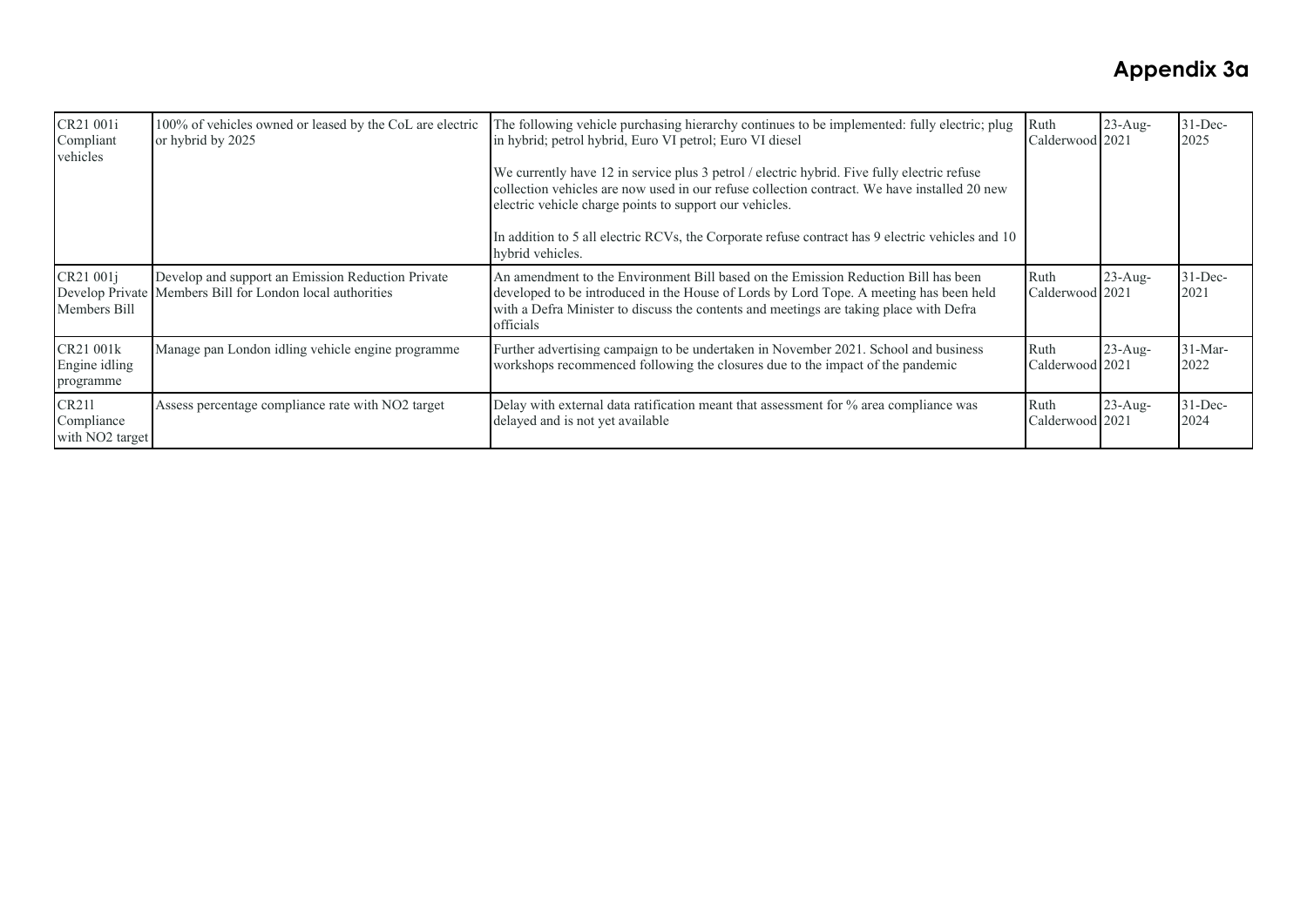# Appendix 3a

| | | | | | |
|---|---|---|---|---|---|
| CR21 001i Compliant vehicles | 100% of vehicles owned or leased by the CoL are electric or hybrid by 2025 | The following vehicle purchasing hierarchy continues to be implemented: fully electric; plug in hybrid; petrol hybrid, Euro VI petrol; Euro VI diesel<br><br>We currently have 12 in service plus 3 petrol / electric hybrid. Five fully electric refuse collection vehicles are now used in our refuse collection contract. We have installed 20 new electric vehicle charge points to support our vehicles.<br><br>In addition to 5 all electric RCVs, the Corporate refuse contract has 9 electric vehicles and 10 hybrid vehicles. | Ruth Calderwood | 23-Aug-2021 | 31-Dec-2025 |
| CR21 001j Develop Private Members Bill | Develop and support an Emission Reduction Private Members Bill for London local authorities | An amendment to the Environment Bill based on the Emission Reduction Bill has been developed to be introduced in the House of Lords by Lord Tope. A meeting has been held with a Defra Minister to discuss the contents and meetings are taking place with Defra officials | Ruth Calderwood | 23-Aug-2021 | 31-Dec-2021 |
| CR21 001k Engine idling programme | Manage pan London idling vehicle engine programme | Further advertising campaign to be undertaken in November 2021. School and business workshops recommenced following the closures due to the impact of the pandemic | Ruth Calderwood | 23-Aug-2021 | 31-Mar-2022 |
| CR21l Compliance with $NO_2$ target | Assess percentage compliance rate with $NO_2$ target | Delay with external data ratification meant that assessment for % area compliance was delayed and is not yet available | Ruth Calderwood | 23-Aug-2021 | 31-Dec-2024 |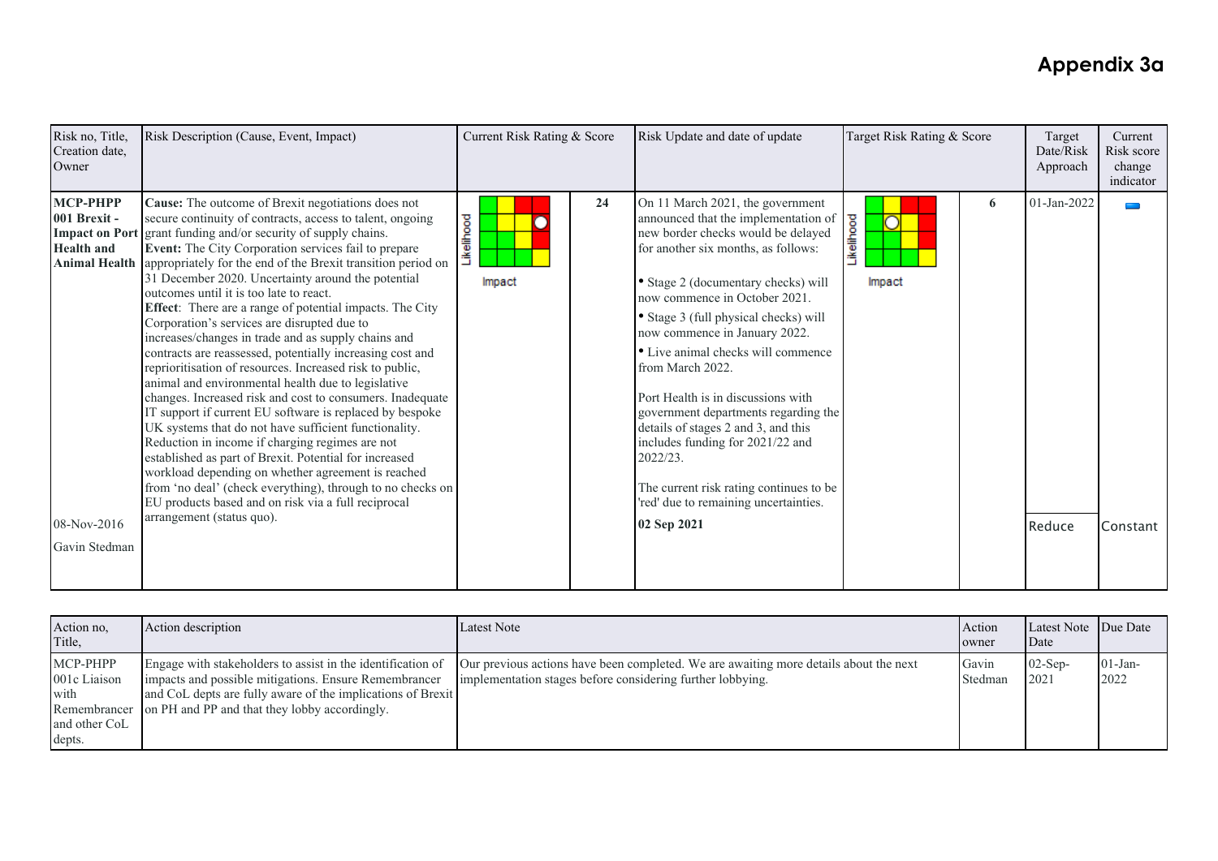# Appendix 3a

| Risk no, Title, Creation date, Owner | Risk Description (Cause, Event, Impact) | Current Risk Rating & Score | | Risk Update and date of update | Target Risk Rating & Score | | Target Date/Risk Approach | Current Risk score change indicator |
|---|---|---|---|---|---|---|---|---|
| **MCP-PHPP 001 Brexit - Impact on Port Health and Animal Health**<br><br>08-Nov-2016<br><br>Gavin Stedman | **Cause:** The outcome of Brexit negotiations does not secure continuity of contracts, access to talent, ongoing grant funding and/or security of supply chains.<br>**Event:** The City Corporation services fail to prepare appropriately for the end of the Brexit transition period on 31 December 2020. Uncertainty around the potential outcomes until it is too late to react.<br>**Effect**: There are a range of potential impacts. The City Corporation's services are disrupted due to increases/changes in trade and as supply chains and contracts are reassessed, potentially increasing cost and reprioritisation of resources. Increased risk to public, animal and environmental health due to legislative changes. Increased risk and cost to consumers. Inadequate IT support if current EU software is replaced by bespoke UK systems that do not have sufficient functionality. Reduction in income if charging regimes are not established as part of Brexit. Potential for increased workload depending on whether agreement is reached from 'no deal' (check everything), through to no checks on EU products based and on risk via a full reciprocal arrangement (status quo). | Likelihood / Impact | 24 | On 11 March 2021, the government announced that the implementation of new border checks would be delayed for another six months, as follows:<br><br>• Stage 2 (documentary checks) will now commence in October 2021.<br>• Stage 3 (full physical checks) will now commence in January 2022.<br>• Live animal checks will commence from March 2022.<br><br>Port Health is in discussions with government departments regarding the details of stages 2 and 3, and this includes funding for 2021/22 and 2022/23.<br><br>The current risk rating continues to be 'red' due to remaining uncertainties.<br><br>**02 Sep 2021** | Likelihood / Impact | 6 | 01-Jan-2022<br><br>Reduce | Constant |

| Action no, Title, | Action description | Latest Note | Action owner | Latest Note Date | Due Date |
|---|---|---|---|---|---|
| MCP-PHPP 001c Liaison with Remembrancer and other CoL depts. | Engage with stakeholders to assist in the identification of impacts and possible mitigations. Ensure Remembrancer and CoL depts are fully aware of the implications of Brexit on PH and PP and that they lobby accordingly. | Our previous actions have been completed. We are awaiting more details about the next implementation stages before considering further lobbying. | Gavin Stedman | 02-Sep-2021 | 01-Jan-2022 |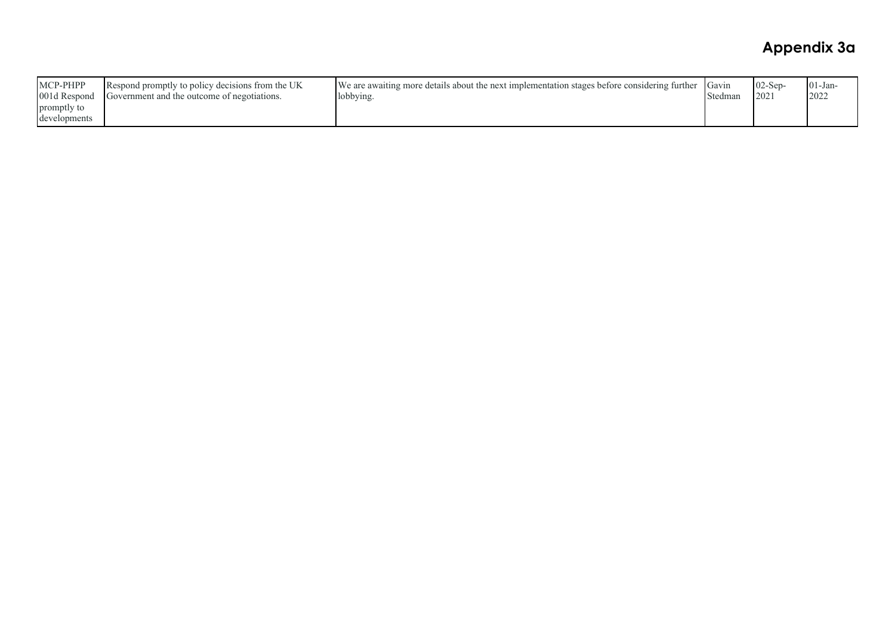# Appendix 3a

| | | | | | |
|---|---|---|---|---|---|
| MCP-PHPP 001d Respond promptly to developments | Respond promptly to policy decisions from the UK Government and the outcome of negotiations. | We are awaiting more details about the next implementation stages before considering further lobbying. | Gavin Stedman | 02-Sep-2021 | 01-Jan-2022 |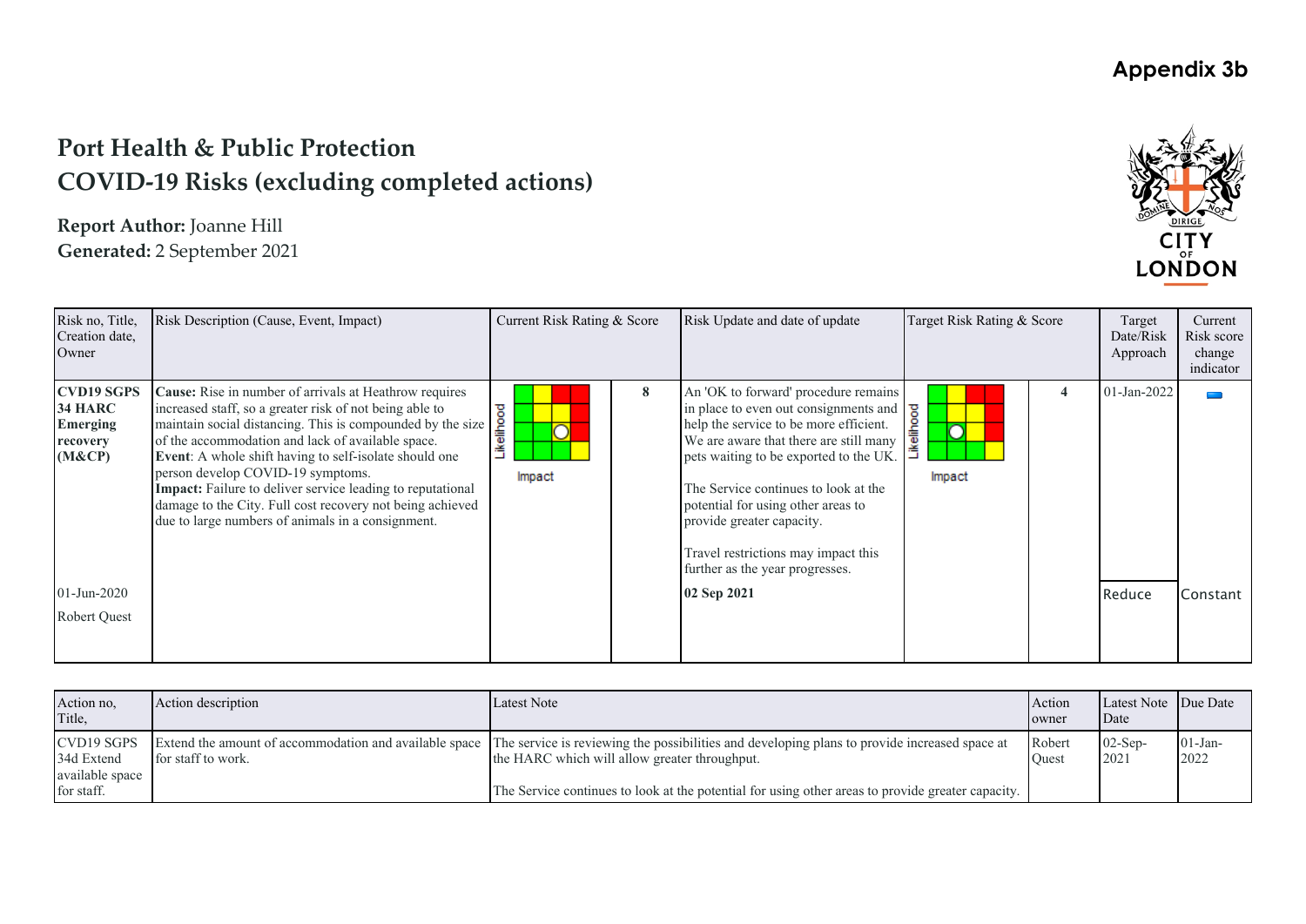Appendix 3b

# Port Health & Public Protection
# COVID-19 Risks (excluding completed actions)

**Report Author:** Joanne Hill
**Generated:** 2 September 2021

| Risk no, Title, Creation date, Owner | Risk Description (Cause, Event, Impact) | Current Risk Rating & Score | | Risk Update and date of update | Target Risk Rating & Score | | Target Date/Risk Approach | Current Risk score change indicator |
|---|---|---|---|---|---|---|---|---|
| **CVD19 SGPS 34 HARC Emerging recovery (M&CP)** | **Cause:** Rise in number of arrivals at Heathrow requires increased staff, so a greater risk of not being able to maintain social distancing. This is compounded by the size of the accommodation and lack of available space. **Event**: A whole shift having to self-isolate should one person develop COVID-19 symptoms. **Impact:** Failure to deliver service leading to reputational damage to the City. Full cost recovery not being achieved due to large numbers of animals in a consignment. | Impact / Likelihood | 8 | An 'OK to forward' procedure remains in place to even out consignments and help the service to be more efficient. We are aware that there are still many pets waiting to be exported to the UK.<br><br>The Service continues to look at the potential for using other areas to provide greater capacity.<br><br>Travel restrictions may impact this further as the year progresses. | Impact / Likelihood | 4 | 01-Jan-2022 | |
| 01-Jun-2020<br>Robert Quest | | | | **02 Sep 2021** | | | Reduce | Constant |

| Action no, Title, | Action description | Latest Note | Action owner | Latest Note Date | Due Date |
|---|---|---|---|---|---|
| CVD19 SGPS 34d Extend available space for staff. | Extend the amount of accommodation and available space for staff to work. | The service is reviewing the possibilities and developing plans to provide increased space at the HARC which will allow greater throughput.<br><br>The Service continues to look at the potential for using other areas to provide greater capacity. | Robert Quest | 02-Sep-2021 | 01-Jan-2022 |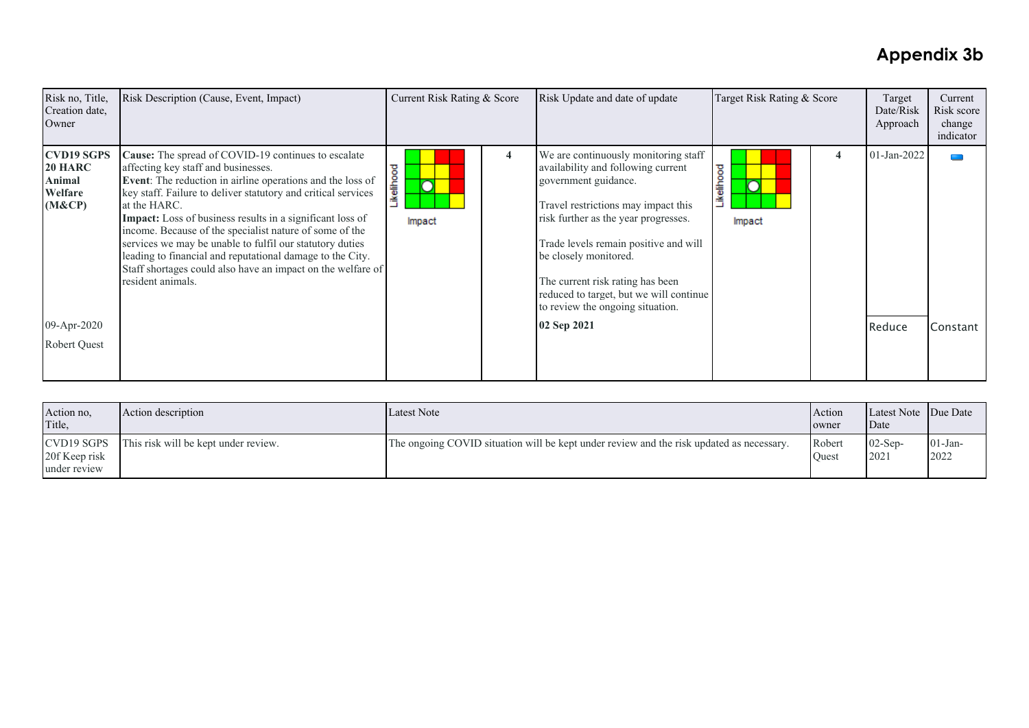# Appendix 3b

| Risk no, Title, Creation date, Owner | Risk Description (Cause, Event, Impact) | Current Risk Rating & Score | | Risk Update and date of update | Target Risk Rating & Score | | Target Date/Risk Approach | Current Risk score change indicator |
|---|---|---|---|---|---|---|---|---|
| **CVD19 SGPS 20 HARC Animal Welfare (M&CP)**<br><br>09-Apr-2020<br><br>Robert Quest | **Cause:** The spread of COVID-19 continues to escalate affecting key staff and businesses.<br>**Event**: The reduction in airline operations and the loss of key staff. Failure to deliver statutory and critical services at the HARC.<br>**Impact:** Loss of business results in a significant loss of income. Because of the specialist nature of some of the services we may be unable to fulfil our statutory duties leading to financial and reputational damage to the City. Staff shortages could also have an impact on the welfare of resident animals. | Likelihood / Impact | 4 | We are continuously monitoring staff availability and following current government guidance.<br><br>Travel restrictions may impact this risk further as the year progresses.<br><br>Trade levels remain positive and will be closely monitored.<br><br>The current risk rating has been reduced to target, but we will continue to review the ongoing situation.<br><br>**02 Sep 2021** | Likelihood / Impact | 4 | 01-Jan-2022<br><br>Reduce | Constant |

| Action no, Title, | Action description | Latest Note | Action owner | Latest Note Date | Due Date |
|---|---|---|---|---|---|
| CVD19 SGPS 20f Keep risk under review | This risk will be kept under review. | The ongoing COVID situation will be kept under review and the risk updated as necessary. | Robert Quest | 02-Sep-2021 | 01-Jan-2022 |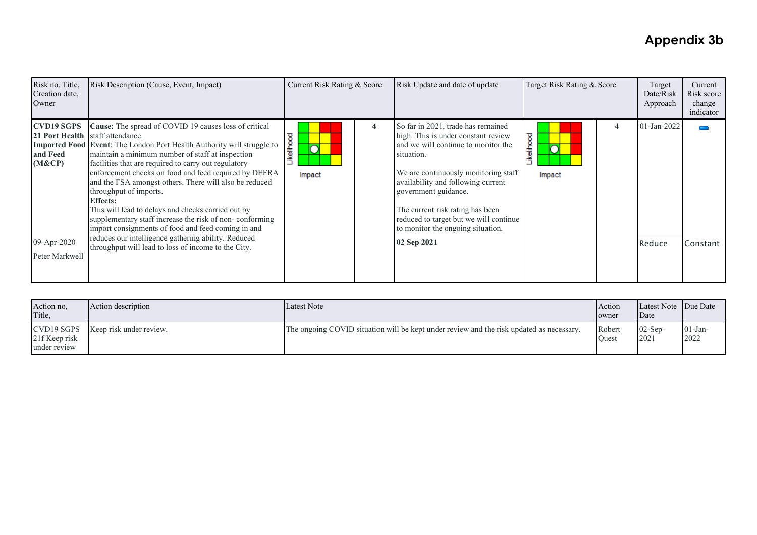# Appendix 3b

| Risk no, Title, Creation date, Owner | Risk Description (Cause, Event, Impact) | Current Risk Rating & Score | | Risk Update and date of update | Target Risk Rating & Score | | Target Date/Risk Approach | Current Risk score change indicator |
|---|---|---|---|---|---|---|---|---|
| **CVD19 SGPS 21 Port Health Imported Food and Feed (M&CP)**<br><br>09-Apr-2020<br><br>Peter Markwell | **Cause:** The spread of COVID 19 causes loss of critical staff attendance.<br>**Event**: The London Port Health Authority will struggle to maintain a minimum number of staff at inspection facilities that are required to carry out regulatory enforcement checks on food and feed required by DEFRA and the FSA amongst others. There will also be reduced throughput of imports.<br>**Effects:**<br>This will lead to delays and checks carried out by supplementary staff increase the risk of non- conforming import consignments of food and feed coming in and reduces our intelligence gathering ability. Reduced throughput will lead to loss of income to the City. | Likelihood / Impact | **4** | So far in 2021, trade has remained high. This is under constant review and we will continue to monitor the situation.<br><br>We are continuously monitoring staff availability and following current government guidance.<br><br>The current risk rating has been reduced to target but we will continue to monitor the ongoing situation.<br><br>**02 Sep 2021** | Likelihood / Impact | **4** | 01-Jan-2022<br><br>Reduce | Constant |

| Action no, Title, | Action description | Latest Note | Action owner | Latest Note Date | Due Date |
|---|---|---|---|---|---|
| CVD19 SGPS 21f Keep risk under review | Keep risk under review. | The ongoing COVID situation will be kept under review and the risk updated as necessary. | Robert Quest | 02-Sep-2021 | 01-Jan-2022 |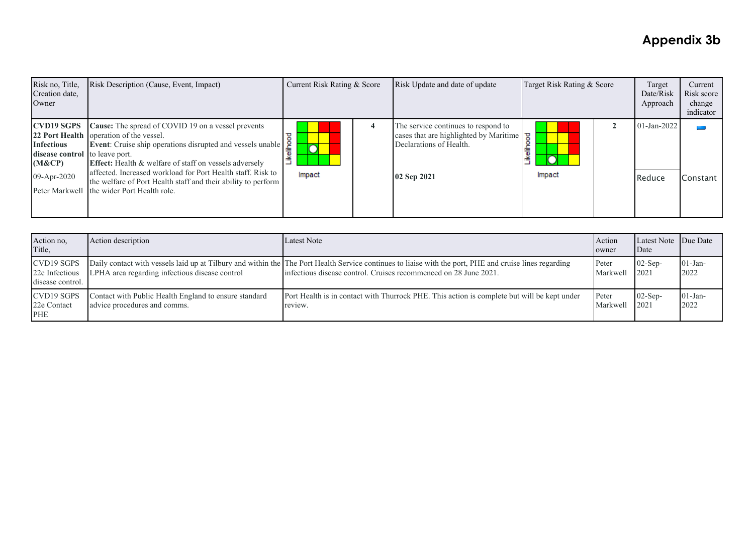# Appendix 3b

| Risk no, Title, Creation date, Owner | Risk Description (Cause, Event, Impact) | Current Risk Rating & Score | | Risk Update and date of update | Target Risk Rating & Score | | Target Date/Risk Approach | Current Risk score change indicator |
|---|---|---|---|---|---|---|---|---|
| **CVD19 SGPS 22 Port Health Infectious disease control (M&CP)** 09-Apr-2020 Peter Markwell | **Cause:** The spread of COVID 19 on a vessel prevents operation of the vessel. **Event**: Cruise ship operations disrupted and vessels unable to leave port. **Effect:** Health & welfare of staff on vessels adversely affected. Increased workload for Port Health staff. Risk to the welfare of Port Health staff and their ability to perform the wider Port Health role. | Likelihood Impact | 4 | The service continues to respond to cases that are highlighted by Maritime Declarations of Health. **02 Sep 2021** | Likelihood Impact | 2 | 01-Jan-2022 Reduce | Constant |

| Action no, Title, | Action description | Latest Note | Action owner | Latest Note Date | Due Date |
|---|---|---|---|---|---|
| CVD19 SGPS 22c Infectious disease control. | Daily contact with vessels laid up at Tilbury and within the LPHA area regarding infectious disease control | The Port Health Service continues to liaise with the port, PHE and cruise lines regarding infectious disease control. Cruises recommenced on 28 June 2021. | Peter Markwell | 02-Sep-2021 | 01-Jan-2022 |
| CVD19 SGPS 22e Contact PHE | Contact with Public Health England to ensure standard advice procedures and comms. | Port Health is in contact with Thurrock PHE. This action is complete but will be kept under review. | Peter Markwell | 02-Sep-2021 | 01-Jan-2022 |